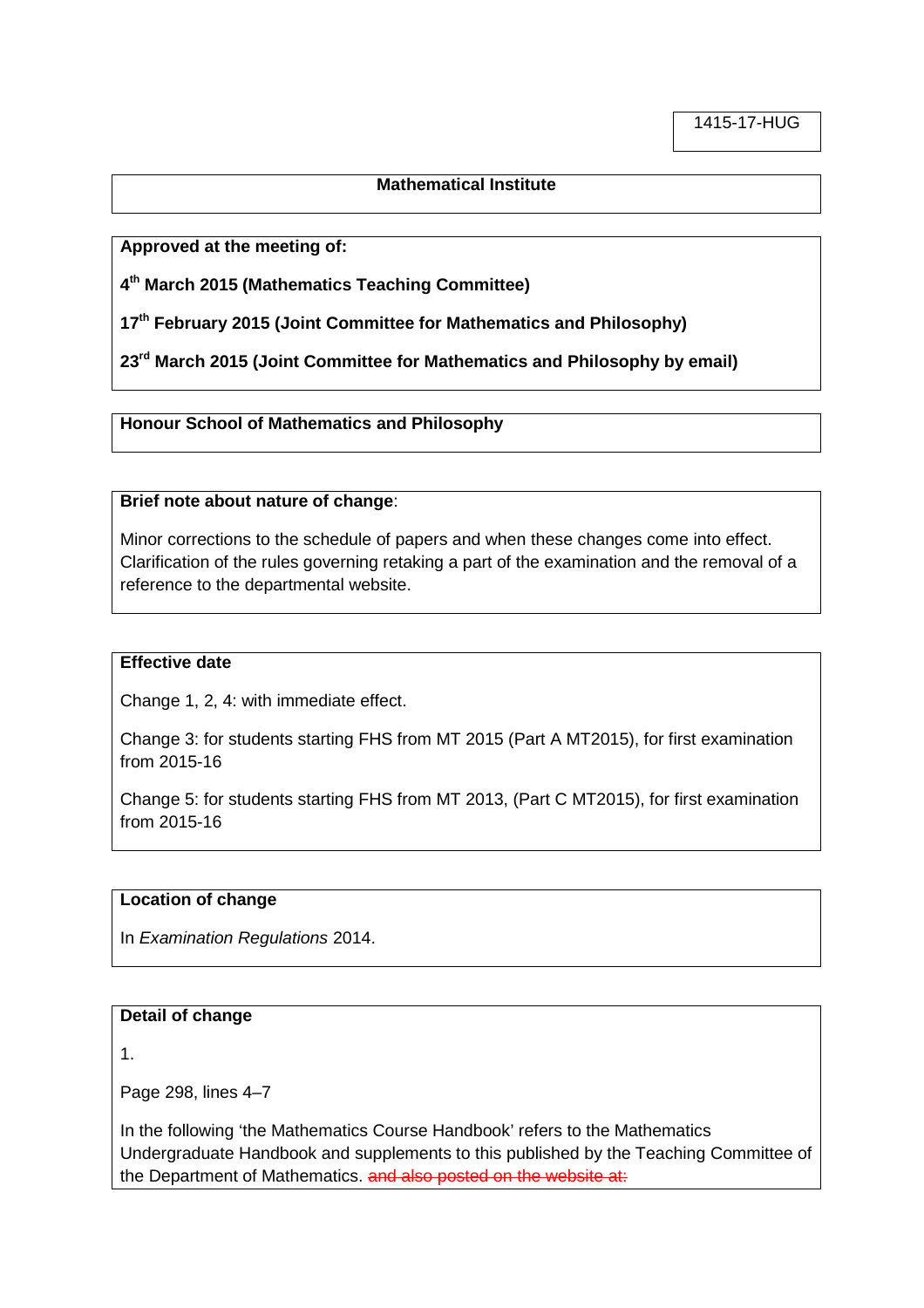1415-17-HUG

**Mathematical Institute**

**Approved at the meeting of:**

**4th March 2015 (Mathematics Teaching Committee)**

**17th February 2015 (Joint Committee for Mathematics and Philosophy)**

**23rd March 2015 (Joint Committee for Mathematics and Philosophy by email)**

**Honour School of Mathematics and Philosophy**

**Brief note about nature of change**:

Minor corrections to the schedule of papers and when these changes come into effect. Clarification of the rules governing retaking a part of the examination and the removal of a reference to the departmental website.

**Effective date**

Change 1, 2, 4: with immediate effect.

Change 3: for students starting FHS from MT 2015 (Part A MT2015), for first examination from 2015-16

Change 5: for students starting FHS from MT 2013, (Part C MT2015), for first examination from 2015-16

**Location of change**

In *Examination Regulations* 2014.

**Detail of change**

1.

Page 298, lines 4–7

In the following 'the Mathematics Course Handbook' refers to the Mathematics Undergraduate Handbook and supplements to this published by the Teaching Committee of the Department of Mathematics. ~~and also posted on the website at:~~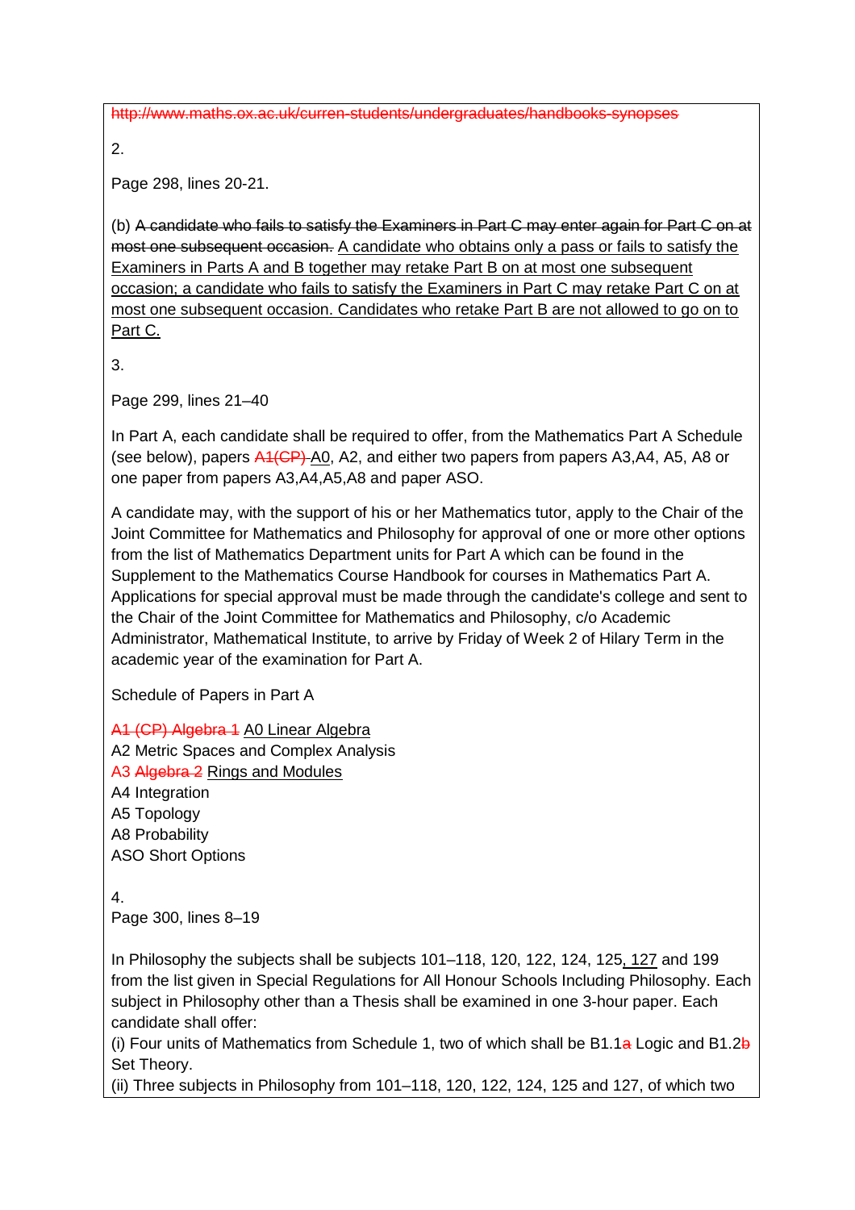~~http://www.maths.ox.ac.uk/curren-students/undergraduates/handbooks-synopses~~

2.

Page 298, lines 20-21.

(b) ~~A candidate who fails to satisfy the Examiners in Part C may enter again for Part C on at most one subsequent occasion.~~ <u>A candidate who obtains only a pass or fails to satisfy the Examiners in Parts A and B together may retake Part B on at most one subsequent occasion; a candidate who fails to satisfy the Examiners in Part C may retake Part C on at most one subsequent occasion. Candidates who retake Part B are not allowed to go on to Part C.</u>

3.

Page 299, lines 21–40

In Part A, each candidate shall be required to offer, from the Mathematics Part A Schedule (see below), papers ~~A1(CP)~~ <u>A0</u>, A2, and either two papers from papers A3,A4, A5, A8 or one paper from papers A3,A4,A5,A8 and paper ASO.

A candidate may, with the support of his or her Mathematics tutor, apply to the Chair of the Joint Committee for Mathematics and Philosophy for approval of one or more other options from the list of Mathematics Department units for Part A which can be found in the Supplement to the Mathematics Course Handbook for courses in Mathematics Part A. Applications for special approval must be made through the candidate's college and sent to the Chair of the Joint Committee for Mathematics and Philosophy, c/o Academic Administrator, Mathematical Institute, to arrive by Friday of Week 2 of Hilary Term in the academic year of the examination for Part A.

Schedule of Papers in Part A

~~A1 (CP) Algebra 1~~ <u>A0 Linear Algebra</u>
A2 Metric Spaces and Complex Analysis
A3 ~~Algebra 2~~ <u>Rings and Modules</u>
A4 Integration
A5 Topology
A8 Probability
ASO Short Options

4.
Page 300, lines 8–19

In Philosophy the subjects shall be subjects 101–118, 120, 122, 124, 125<u>, 127</u> and 199 from the list given in Special Regulations for All Honour Schools Including Philosophy. Each subject in Philosophy other than a Thesis shall be examined in one 3-hour paper. Each candidate shall offer:
(i) Four units of Mathematics from Schedule 1, two of which shall be B1.1~~a~~ Logic and B1.2~~b~~ Set Theory.
(ii) Three subjects in Philosophy from 101–118, 120, 122, 124, 125 and 127, of which two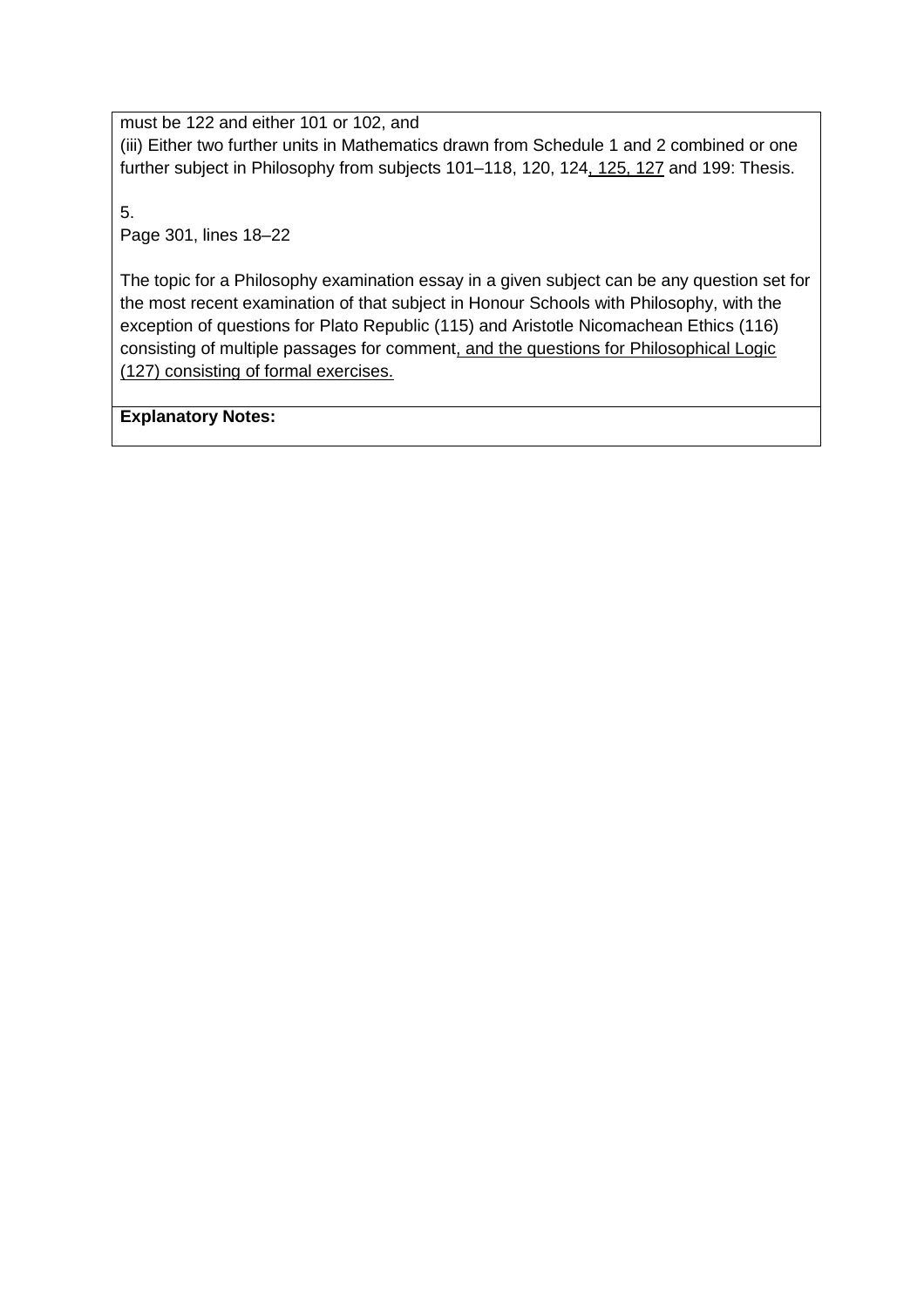must be 122 and either 101 or 102, and

(iii) Either two further units in Mathematics drawn from Schedule 1 and 2 combined or one further subject in Philosophy from subjects 101–118, 120, 124<u>, 125, 127</u> and 199: Thesis.

5.

Page 301, lines 18–22

The topic for a Philosophy examination essay in a given subject can be any question set for the most recent examination of that subject in Honour Schools with Philosophy, with the exception of questions for Plato Republic (115) and Aristotle Nicomachean Ethics (116) consisting of multiple passages for comment<u>, and the questions for Philosophical Logic (127) consisting of formal exercises.</u>

**Explanatory Notes:**